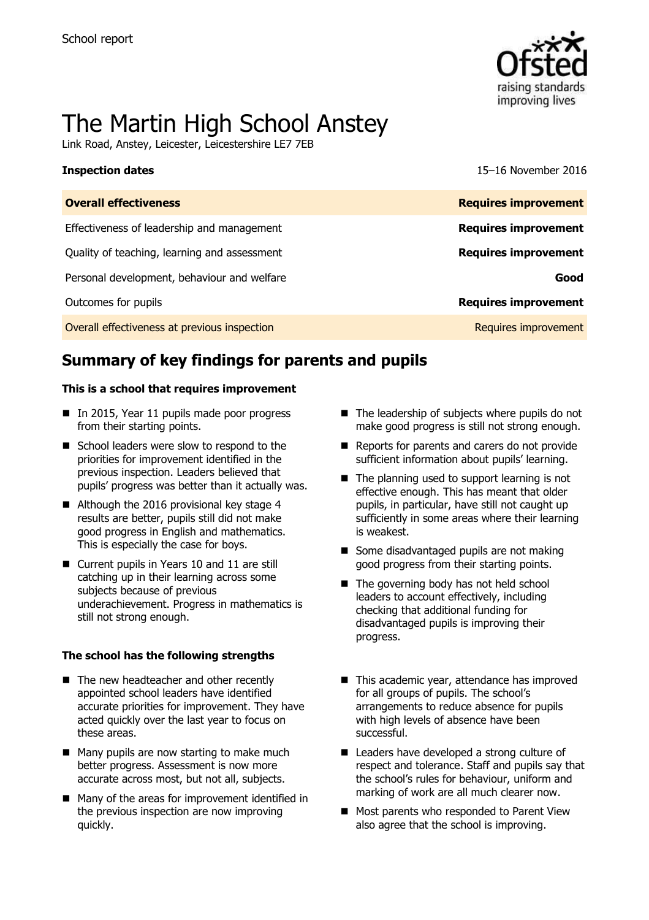School report

# The Martin High School Anstey

Link Road, Anstey, Leicester, Leicestershire LE7 7EB

**Inspection dates** 15–16 November 2016

| **Overall effectiveness** | **Requires improvement** |
|---|---|
| Effectiveness of leadership and management | **Requires improvement** |
| Quality of teaching, learning and assessment | **Requires improvement** |
| Personal development, behaviour and welfare | **Good** |
| Outcomes for pupils | **Requires improvement** |
| Overall effectiveness at previous inspection | Requires improvement |

## Summary of key findings for parents and pupils

**This is a school that requires improvement**

- In 2015, Year 11 pupils made poor progress from their starting points.
- School leaders were slow to respond to the priorities for improvement identified in the previous inspection. Leaders believed that pupils' progress was better than it actually was.
- Although the 2016 provisional key stage 4 results are better, pupils still did not make good progress in English and mathematics. This is especially the case for boys.
- Current pupils in Years 10 and 11 are still catching up in their learning across some subjects because of previous underachievement. Progress in mathematics is still not strong enough.
- The leadership of subjects where pupils do not make good progress is still not strong enough.
- Reports for parents and carers do not provide sufficient information about pupils' learning.
- The planning used to support learning is not effective enough. This has meant that older pupils, in particular, have still not caught up sufficiently in some areas where their learning is weakest.
- Some disadvantaged pupils are not making good progress from their starting points.
- The governing body has not held school leaders to account effectively, including checking that additional funding for disadvantaged pupils is improving their progress.

**The school has the following strengths**

- The new headteacher and other recently appointed school leaders have identified accurate priorities for improvement. They have acted quickly over the last year to focus on these areas.
- Many pupils are now starting to make much better progress. Assessment is now more accurate across most, but not all, subjects.
- Many of the areas for improvement identified in the previous inspection are now improving quickly.
- This academic year, attendance has improved for all groups of pupils. The school's arrangements to reduce absence for pupils with high levels of absence have been successful.
- Leaders have developed a strong culture of respect and tolerance. Staff and pupils say that the school's rules for behaviour, uniform and marking of work are all much clearer now.
- Most parents who responded to Parent View also agree that the school is improving.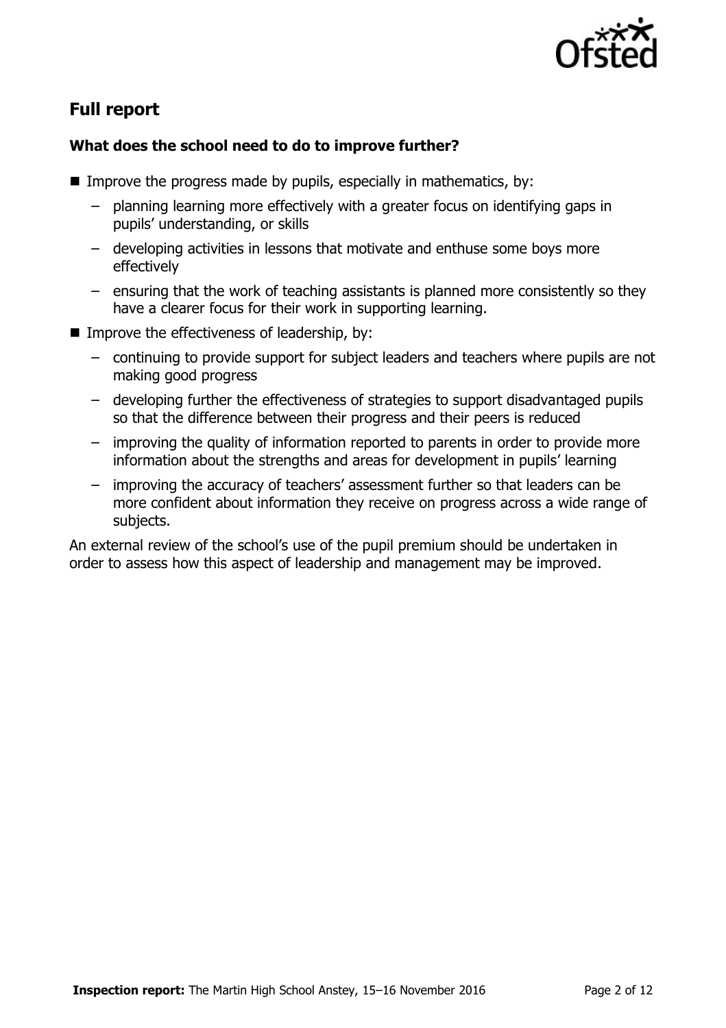## Full report

### What does the school need to do to improve further?

- Improve the progress made by pupils, especially in mathematics, by:
  - planning learning more effectively with a greater focus on identifying gaps in pupils' understanding, or skills
  - developing activities in lessons that motivate and enthuse some boys more effectively
  - ensuring that the work of teaching assistants is planned more consistently so they have a clearer focus for their work in supporting learning.
- Improve the effectiveness of leadership, by:
  - continuing to provide support for subject leaders and teachers where pupils are not making good progress
  - developing further the effectiveness of strategies to support disadvantaged pupils so that the difference between their progress and their peers is reduced
  - improving the quality of information reported to parents in order to provide more information about the strengths and areas for development in pupils' learning
  - improving the accuracy of teachers' assessment further so that leaders can be more confident about information they receive on progress across a wide range of subjects.

An external review of the school's use of the pupil premium should be undertaken in order to assess how this aspect of leadership and management may be improved.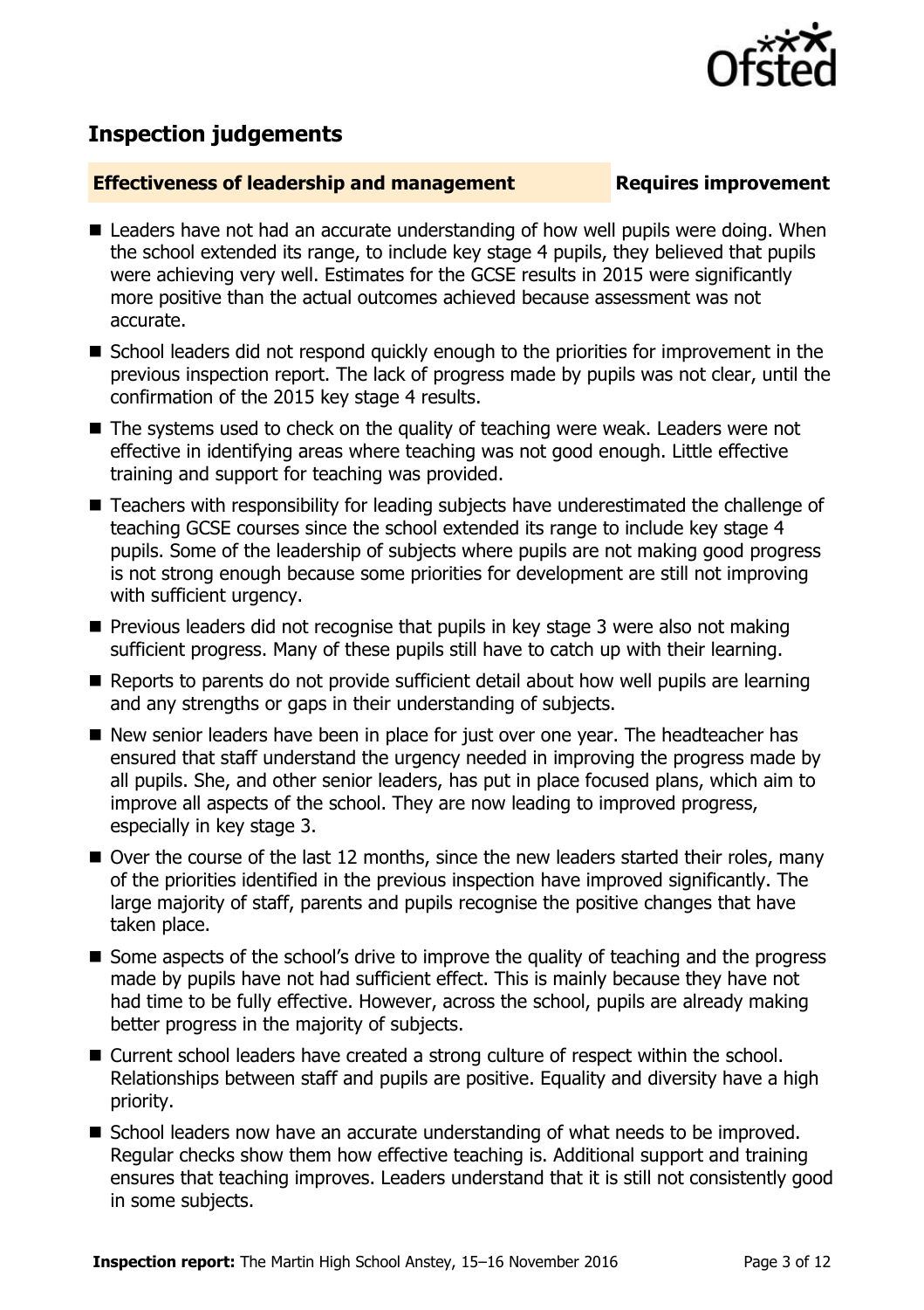## Inspection judgements

**Effectiveness of leadership and management** **Requires improvement**

- Leaders have not had an accurate understanding of how well pupils were doing. When the school extended its range, to include key stage 4 pupils, they believed that pupils were achieving very well. Estimates for the GCSE results in 2015 were significantly more positive than the actual outcomes achieved because assessment was not accurate.
- School leaders did not respond quickly enough to the priorities for improvement in the previous inspection report. The lack of progress made by pupils was not clear, until the confirmation of the 2015 key stage 4 results.
- The systems used to check on the quality of teaching were weak. Leaders were not effective in identifying areas where teaching was not good enough. Little effective training and support for teaching was provided.
- Teachers with responsibility for leading subjects have underestimated the challenge of teaching GCSE courses since the school extended its range to include key stage 4 pupils. Some of the leadership of subjects where pupils are not making good progress is not strong enough because some priorities for development are still not improving with sufficient urgency.
- Previous leaders did not recognise that pupils in key stage 3 were also not making sufficient progress. Many of these pupils still have to catch up with their learning.
- Reports to parents do not provide sufficient detail about how well pupils are learning and any strengths or gaps in their understanding of subjects.
- New senior leaders have been in place for just over one year. The headteacher has ensured that staff understand the urgency needed in improving the progress made by all pupils. She, and other senior leaders, has put in place focused plans, which aim to improve all aspects of the school. They are now leading to improved progress, especially in key stage 3.
- Over the course of the last 12 months, since the new leaders started their roles, many of the priorities identified in the previous inspection have improved significantly. The large majority of staff, parents and pupils recognise the positive changes that have taken place.
- Some aspects of the school's drive to improve the quality of teaching and the progress made by pupils have not had sufficient effect. This is mainly because they have not had time to be fully effective. However, across the school, pupils are already making better progress in the majority of subjects.
- Current school leaders have created a strong culture of respect within the school. Relationships between staff and pupils are positive. Equality and diversity have a high priority.
- School leaders now have an accurate understanding of what needs to be improved. Regular checks show them how effective teaching is. Additional support and training ensures that teaching improves. Leaders understand that it is still not consistently good in some subjects.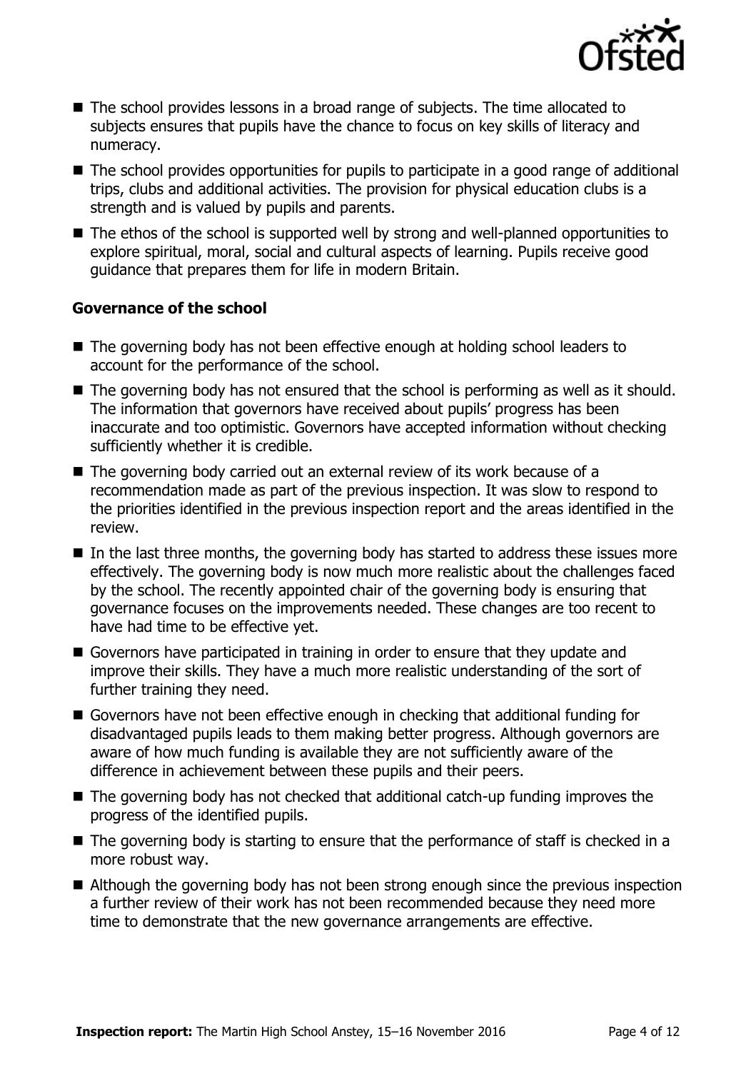- The school provides lessons in a broad range of subjects. The time allocated to subjects ensures that pupils have the chance to focus on key skills of literacy and numeracy.
- The school provides opportunities for pupils to participate in a good range of additional trips, clubs and additional activities. The provision for physical education clubs is a strength and is valued by pupils and parents.
- The ethos of the school is supported well by strong and well-planned opportunities to explore spiritual, moral, social and cultural aspects of learning. Pupils receive good guidance that prepares them for life in modern Britain.

### Governance of the school

- The governing body has not been effective enough at holding school leaders to account for the performance of the school.
- The governing body has not ensured that the school is performing as well as it should. The information that governors have received about pupils' progress has been inaccurate and too optimistic. Governors have accepted information without checking sufficiently whether it is credible.
- The governing body carried out an external review of its work because of a recommendation made as part of the previous inspection. It was slow to respond to the priorities identified in the previous inspection report and the areas identified in the review.
- In the last three months, the governing body has started to address these issues more effectively. The governing body is now much more realistic about the challenges faced by the school. The recently appointed chair of the governing body is ensuring that governance focuses on the improvements needed. These changes are too recent to have had time to be effective yet.
- Governors have participated in training in order to ensure that they update and improve their skills. They have a much more realistic understanding of the sort of further training they need.
- Governors have not been effective enough in checking that additional funding for disadvantaged pupils leads to them making better progress. Although governors are aware of how much funding is available they are not sufficiently aware of the difference in achievement between these pupils and their peers.
- The governing body has not checked that additional catch-up funding improves the progress of the identified pupils.
- The governing body is starting to ensure that the performance of staff is checked in a more robust way.
- Although the governing body has not been strong enough since the previous inspection a further review of their work has not been recommended because they need more time to demonstrate that the new governance arrangements are effective.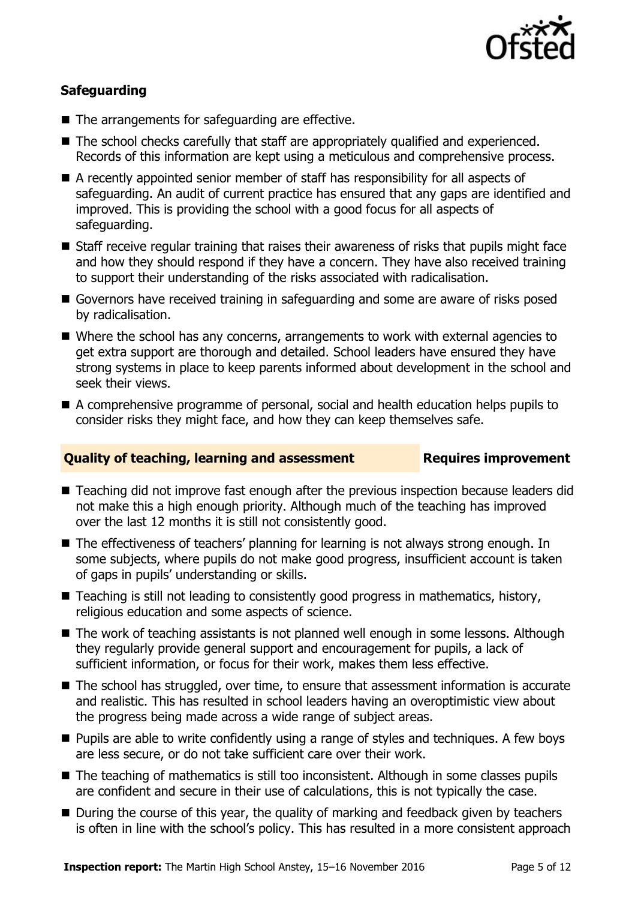### Safeguarding

- The arrangements for safeguarding are effective.
- The school checks carefully that staff are appropriately qualified and experienced. Records of this information are kept using a meticulous and comprehensive process.
- A recently appointed senior member of staff has responsibility for all aspects of safeguarding. An audit of current practice has ensured that any gaps are identified and improved. This is providing the school with a good focus for all aspects of safeguarding.
- Staff receive regular training that raises their awareness of risks that pupils might face and how they should respond if they have a concern. They have also received training to support their understanding of the risks associated with radicalisation.
- Governors have received training in safeguarding and some are aware of risks posed by radicalisation.
- Where the school has any concerns, arrangements to work with external agencies to get extra support are thorough and detailed. School leaders have ensured they have strong systems in place to keep parents informed about development in the school and seek their views.
- A comprehensive programme of personal, social and health education helps pupils to consider risks they might face, and how they can keep themselves safe.

## Quality of teaching, learning and assessment — Requires improvement

- Teaching did not improve fast enough after the previous inspection because leaders did not make this a high enough priority. Although much of the teaching has improved over the last 12 months it is still not consistently good.
- The effectiveness of teachers' planning for learning is not always strong enough. In some subjects, where pupils do not make good progress, insufficient account is taken of gaps in pupils' understanding or skills.
- Teaching is still not leading to consistently good progress in mathematics, history, religious education and some aspects of science.
- The work of teaching assistants is not planned well enough in some lessons. Although they regularly provide general support and encouragement for pupils, a lack of sufficient information, or focus for their work, makes them less effective.
- The school has struggled, over time, to ensure that assessment information is accurate and realistic. This has resulted in school leaders having an overoptimistic view about the progress being made across a wide range of subject areas.
- Pupils are able to write confidently using a range of styles and techniques. A few boys are less secure, or do not take sufficient care over their work.
- The teaching of mathematics is still too inconsistent. Although in some classes pupils are confident and secure in their use of calculations, this is not typically the case.
- During the course of this year, the quality of marking and feedback given by teachers is often in line with the school's policy. This has resulted in a more consistent approach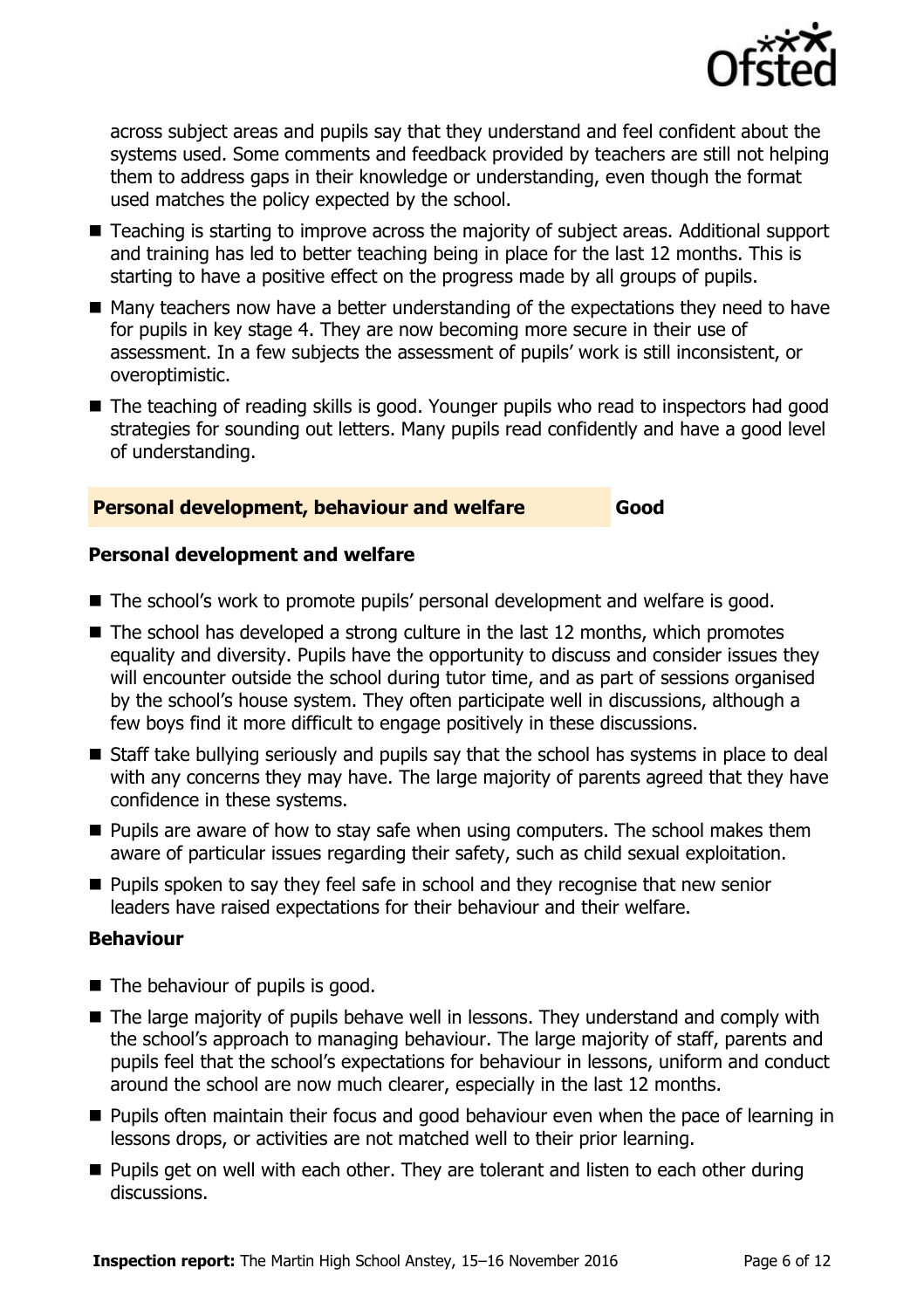across subject areas and pupils say that they understand and feel confident about the systems used. Some comments and feedback provided by teachers are still not helping them to address gaps in their knowledge or understanding, even though the format used matches the policy expected by the school.

- Teaching is starting to improve across the majority of subject areas. Additional support and training has led to better teaching being in place for the last 12 months. This is starting to have a positive effect on the progress made by all groups of pupils.
- Many teachers now have a better understanding of the expectations they need to have for pupils in key stage 4. They are now becoming more secure in their use of assessment. In a few subjects the assessment of pupils' work is still inconsistent, or overoptimistic.
- The teaching of reading skills is good. Younger pupils who read to inspectors had good strategies for sounding out letters. Many pupils read confidently and have a good level of understanding.

## Personal development, behaviour and welfare — Good

### Personal development and welfare

- The school's work to promote pupils' personal development and welfare is good.
- The school has developed a strong culture in the last 12 months, which promotes equality and diversity. Pupils have the opportunity to discuss and consider issues they will encounter outside the school during tutor time, and as part of sessions organised by the school's house system. They often participate well in discussions, although a few boys find it more difficult to engage positively in these discussions.
- Staff take bullying seriously and pupils say that the school has systems in place to deal with any concerns they may have. The large majority of parents agreed that they have confidence in these systems.
- Pupils are aware of how to stay safe when using computers. The school makes them aware of particular issues regarding their safety, such as child sexual exploitation.
- Pupils spoken to say they feel safe in school and they recognise that new senior leaders have raised expectations for their behaviour and their welfare.

### Behaviour

- The behaviour of pupils is good.
- The large majority of pupils behave well in lessons. They understand and comply with the school's approach to managing behaviour. The large majority of staff, parents and pupils feel that the school's expectations for behaviour in lessons, uniform and conduct around the school are now much clearer, especially in the last 12 months.
- Pupils often maintain their focus and good behaviour even when the pace of learning in lessons drops, or activities are not matched well to their prior learning.
- Pupils get on well with each other. They are tolerant and listen to each other during discussions.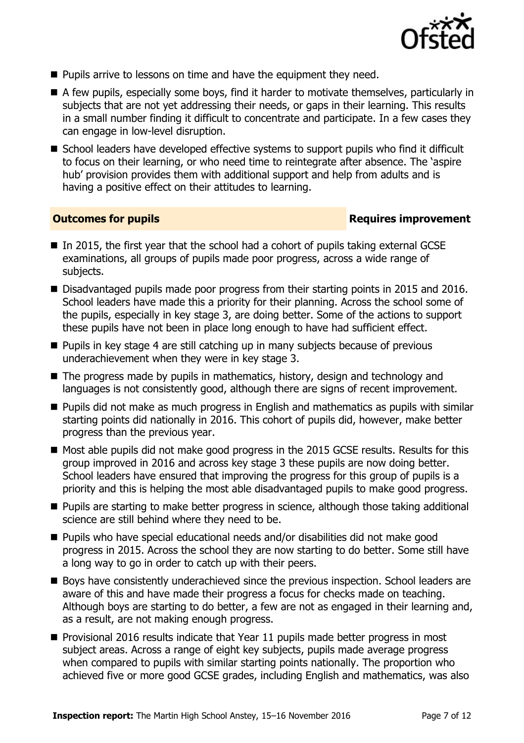- Pupils arrive to lessons on time and have the equipment they need.
- A few pupils, especially some boys, find it harder to motivate themselves, particularly in subjects that are not yet addressing their needs, or gaps in their learning. This results in a small number finding it difficult to concentrate and participate. In a few cases they can engage in low-level disruption.
- School leaders have developed effective systems to support pupils who find it difficult to focus on their learning, or who need time to reintegrate after absence. The 'aspire hub' provision provides them with additional support and help from adults and is having a positive effect on their attitudes to learning.

## Outcomes for pupils — Requires improvement

- In 2015, the first year that the school had a cohort of pupils taking external GCSE examinations, all groups of pupils made poor progress, across a wide range of subjects.
- Disadvantaged pupils made poor progress from their starting points in 2015 and 2016. School leaders have made this a priority for their planning. Across the school some of the pupils, especially in key stage 3, are doing better. Some of the actions to support these pupils have not been in place long enough to have had sufficient effect.
- Pupils in key stage 4 are still catching up in many subjects because of previous underachievement when they were in key stage 3.
- The progress made by pupils in mathematics, history, design and technology and languages is not consistently good, although there are signs of recent improvement.
- Pupils did not make as much progress in English and mathematics as pupils with similar starting points did nationally in 2016. This cohort of pupils did, however, make better progress than the previous year.
- Most able pupils did not make good progress in the 2015 GCSE results. Results for this group improved in 2016 and across key stage 3 these pupils are now doing better. School leaders have ensured that improving the progress for this group of pupils is a priority and this is helping the most able disadvantaged pupils to make good progress.
- Pupils are starting to make better progress in science, although those taking additional science are still behind where they need to be.
- Pupils who have special educational needs and/or disabilities did not make good progress in 2015. Across the school they are now starting to do better. Some still have a long way to go in order to catch up with their peers.
- Boys have consistently underachieved since the previous inspection. School leaders are aware of this and have made their progress a focus for checks made on teaching. Although boys are starting to do better, a few are not as engaged in their learning and, as a result, are not making enough progress.
- Provisional 2016 results indicate that Year 11 pupils made better progress in most subject areas. Across a range of eight key subjects, pupils made average progress when compared to pupils with similar starting points nationally. The proportion who achieved five or more good GCSE grades, including English and mathematics, was also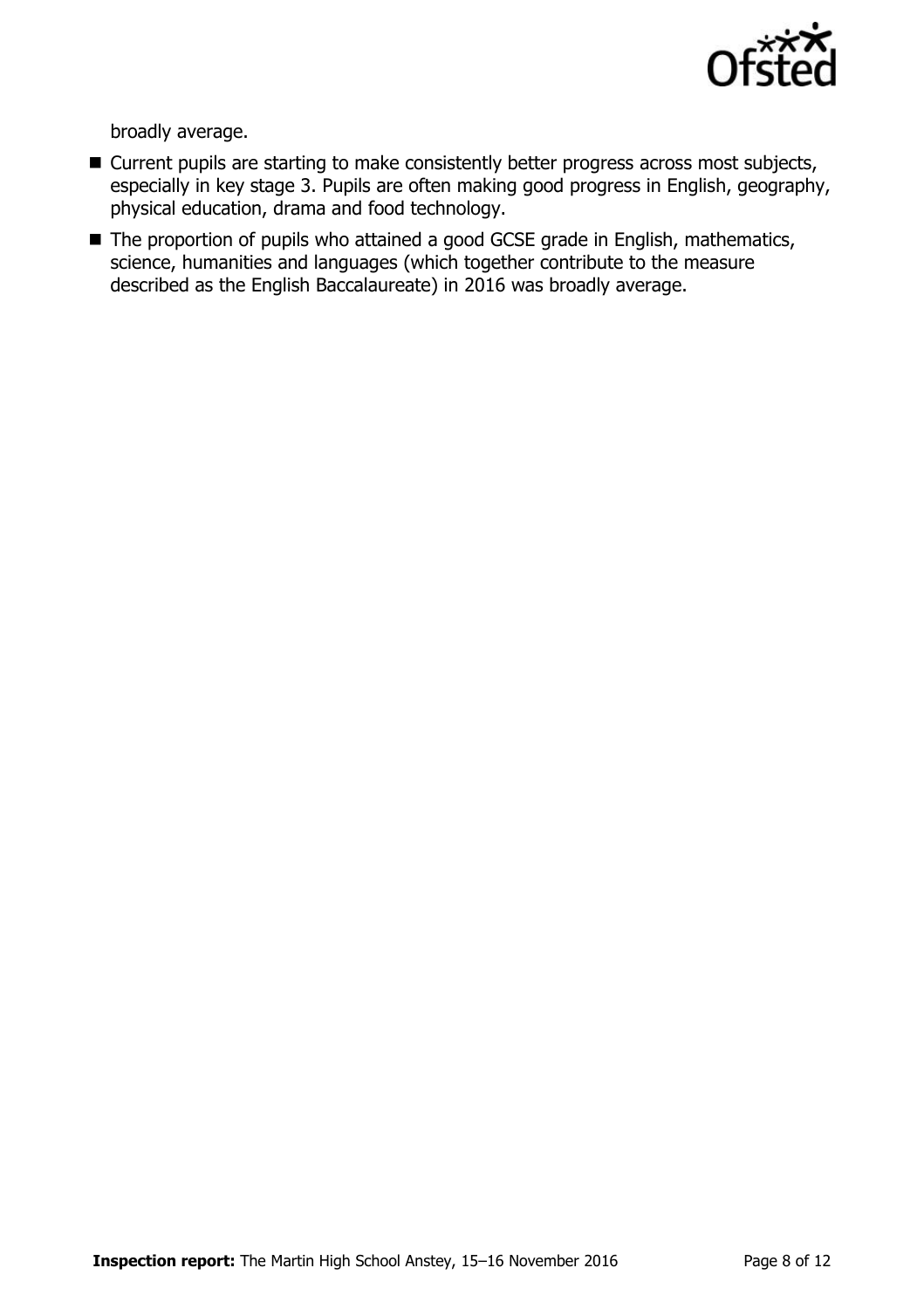broadly average.

- Current pupils are starting to make consistently better progress across most subjects, especially in key stage 3. Pupils are often making good progress in English, geography, physical education, drama and food technology.
- The proportion of pupils who attained a good GCSE grade in English, mathematics, science, humanities and languages (which together contribute to the measure described as the English Baccalaureate) in 2016 was broadly average.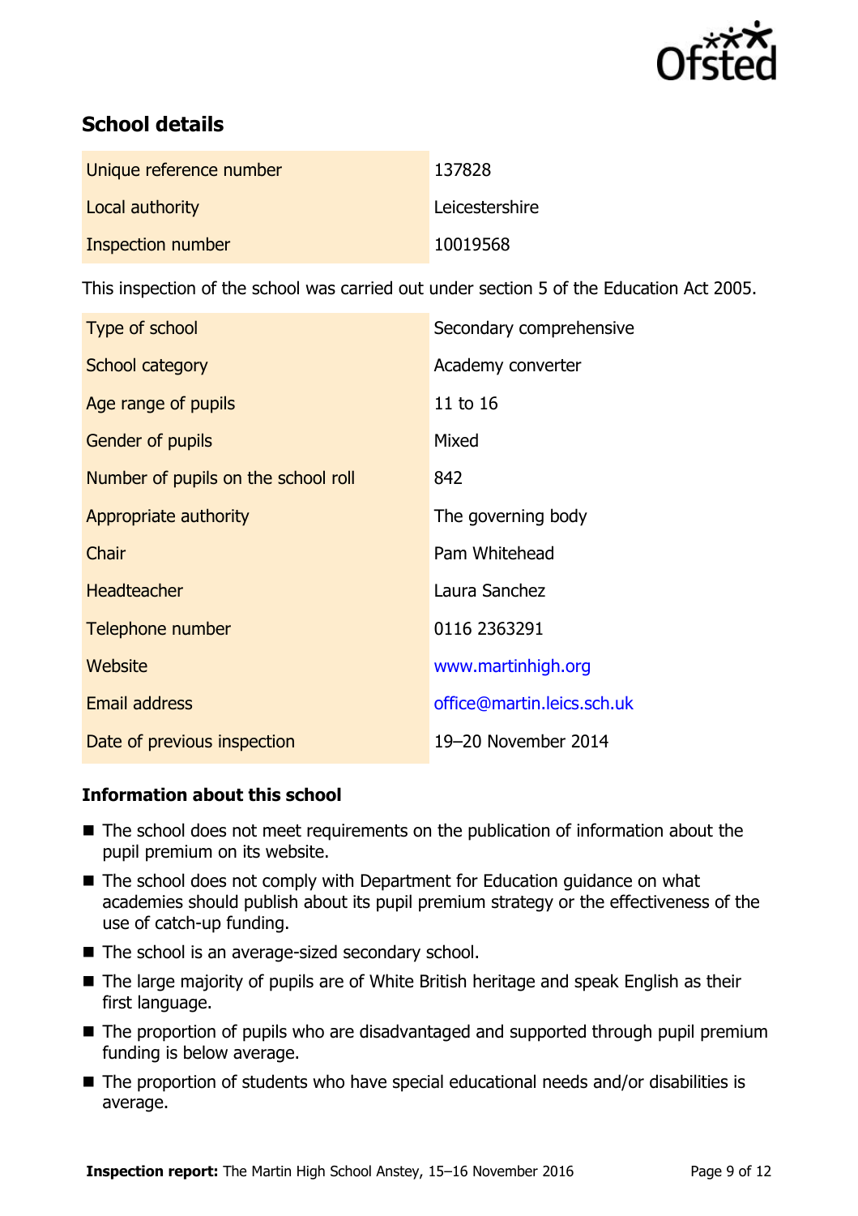## School details

| | |
|---|---|
| Unique reference number | 137828 |
| Local authority | Leicestershire |
| Inspection number | 10019568 |

This inspection of the school was carried out under section 5 of the Education Act 2005.

| | |
|---|---|
| Type of school | Secondary comprehensive |
| School category | Academy converter |
| Age range of pupils | 11 to 16 |
| Gender of pupils | Mixed |
| Number of pupils on the school roll | 842 |
| Appropriate authority | The governing body |
| Chair | Pam Whitehead |
| Headteacher | Laura Sanchez |
| Telephone number | 0116 2363291 |
| Website | www.martinhigh.org |
| Email address | office@martin.leics.sch.uk |
| Date of previous inspection | 19–20 November 2014 |

### Information about this school

- The school does not meet requirements on the publication of information about the pupil premium on its website.
- The school does not comply with Department for Education guidance on what academies should publish about its pupil premium strategy or the effectiveness of the use of catch-up funding.
- The school is an average-sized secondary school.
- The large majority of pupils are of White British heritage and speak English as their first language.
- The proportion of pupils who are disadvantaged and supported through pupil premium funding is below average.
- The proportion of students who have special educational needs and/or disabilities is average.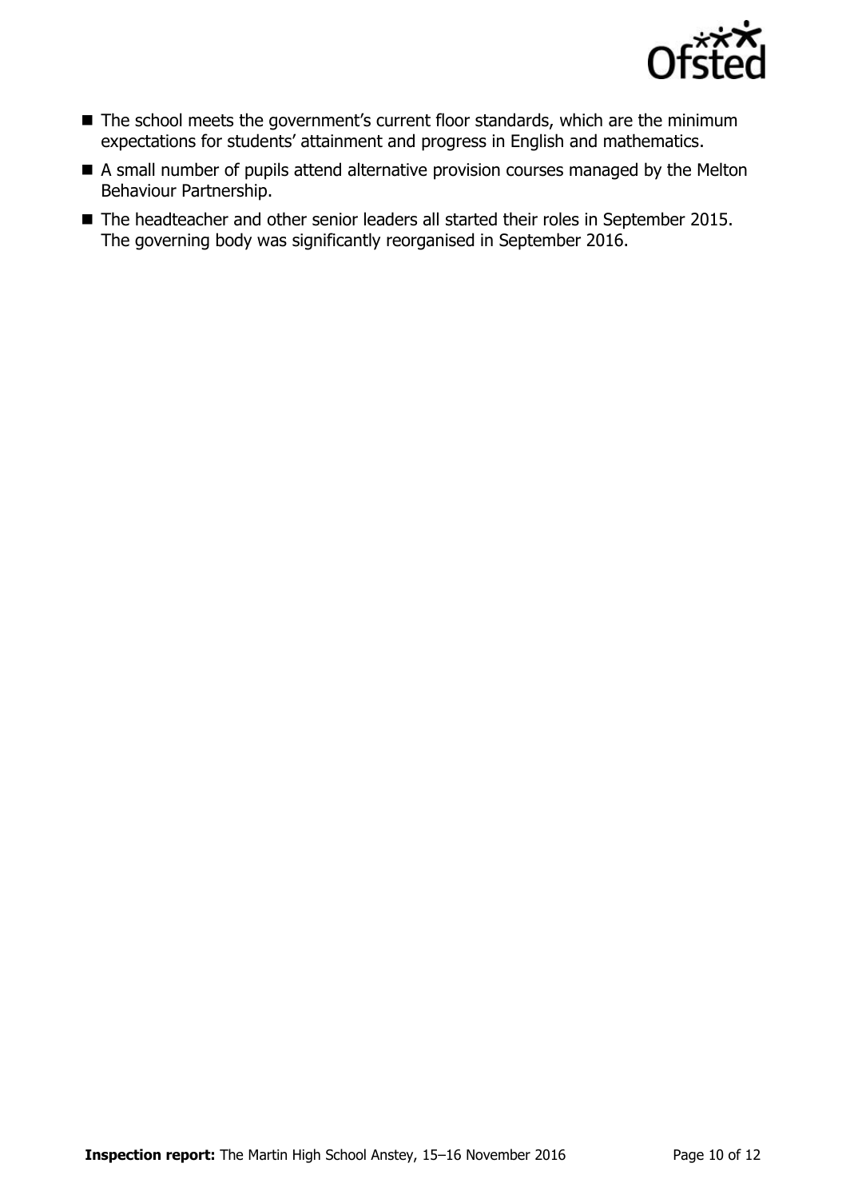- The school meets the government's current floor standards, which are the minimum expectations for students' attainment and progress in English and mathematics.
- A small number of pupils attend alternative provision courses managed by the Melton Behaviour Partnership.
- The headteacher and other senior leaders all started their roles in September 2015. The governing body was significantly reorganised in September 2016.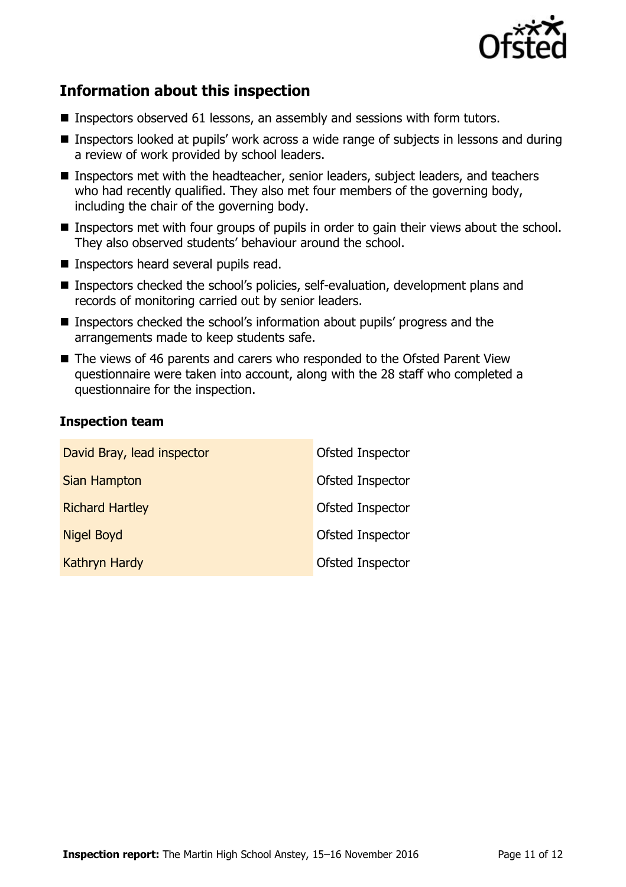## Information about this inspection

- Inspectors observed 61 lessons, an assembly and sessions with form tutors.
- Inspectors looked at pupils' work across a wide range of subjects in lessons and during a review of work provided by school leaders.
- Inspectors met with the headteacher, senior leaders, subject leaders, and teachers who had recently qualified. They also met four members of the governing body, including the chair of the governing body.
- Inspectors met with four groups of pupils in order to gain their views about the school. They also observed students' behaviour around the school.
- Inspectors heard several pupils read.
- Inspectors checked the school's policies, self-evaluation, development plans and records of monitoring carried out by senior leaders.
- Inspectors checked the school's information about pupils' progress and the arrangements made to keep students safe.
- The views of 46 parents and carers who responded to the Ofsted Parent View questionnaire were taken into account, along with the 28 staff who completed a questionnaire for the inspection.

### Inspection team

| | |
|---|---|
| David Bray, lead inspector | Ofsted Inspector |
| Sian Hampton | Ofsted Inspector |
| Richard Hartley | Ofsted Inspector |
| Nigel Boyd | Ofsted Inspector |
| Kathryn Hardy | Ofsted Inspector |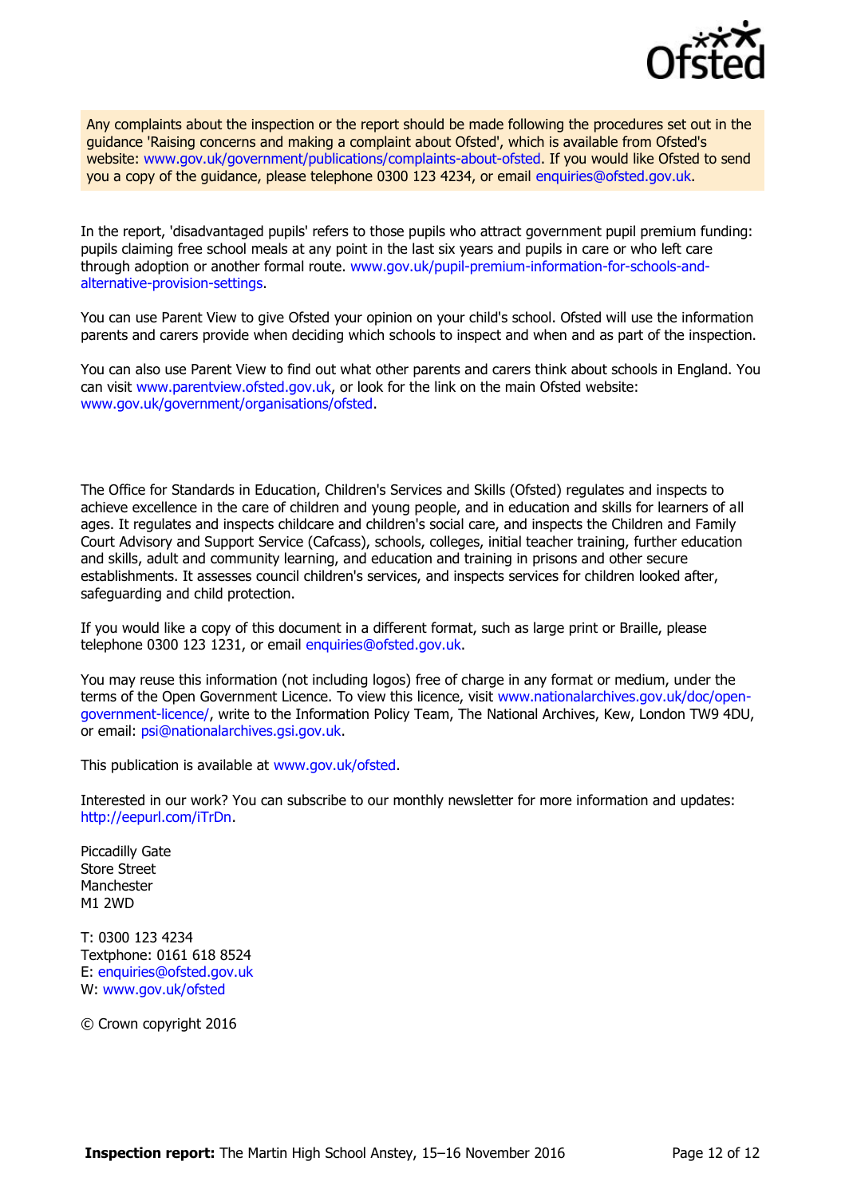Any complaints about the inspection or the report should be made following the procedures set out in the guidance 'Raising concerns and making a complaint about Ofsted', which is available from Ofsted's website: www.gov.uk/government/publications/complaints-about-ofsted. If you would like Ofsted to send you a copy of the guidance, please telephone 0300 123 4234, or email enquiries@ofsted.gov.uk.

In the report, 'disadvantaged pupils' refers to those pupils who attract government pupil premium funding: pupils claiming free school meals at any point in the last six years and pupils in care or who left care through adoption or another formal route. www.gov.uk/pupil-premium-information-for-schools-and-alternative-provision-settings.

You can use Parent View to give Ofsted your opinion on your child's school. Ofsted will use the information parents and carers provide when deciding which schools to inspect and when and as part of the inspection.

You can also use Parent View to find out what other parents and carers think about schools in England. You can visit www.parentview.ofsted.gov.uk, or look for the link on the main Ofsted website: www.gov.uk/government/organisations/ofsted.

The Office for Standards in Education, Children's Services and Skills (Ofsted) regulates and inspects to achieve excellence in the care of children and young people, and in education and skills for learners of all ages. It regulates and inspects childcare and children's social care, and inspects the Children and Family Court Advisory and Support Service (Cafcass), schools, colleges, initial teacher training, further education and skills, adult and community learning, and education and training in prisons and other secure establishments. It assesses council children's services, and inspects services for children looked after, safeguarding and child protection.

If you would like a copy of this document in a different format, such as large print or Braille, please telephone 0300 123 1231, or email enquiries@ofsted.gov.uk.

You may reuse this information (not including logos) free of charge in any format or medium, under the terms of the Open Government Licence. To view this licence, visit www.nationalarchives.gov.uk/doc/open-government-licence/, write to the Information Policy Team, The National Archives, Kew, London TW9 4DU, or email: psi@nationalarchives.gsi.gov.uk.

This publication is available at www.gov.uk/ofsted.

Interested in our work? You can subscribe to our monthly newsletter for more information and updates: http://eepurl.com/iTrDn.

Piccadilly Gate
Store Street
Manchester
M1 2WD

T: 0300 123 4234
Textphone: 0161 618 8524
E: enquiries@ofsted.gov.uk
W: www.gov.uk/ofsted

© Crown copyright 2016